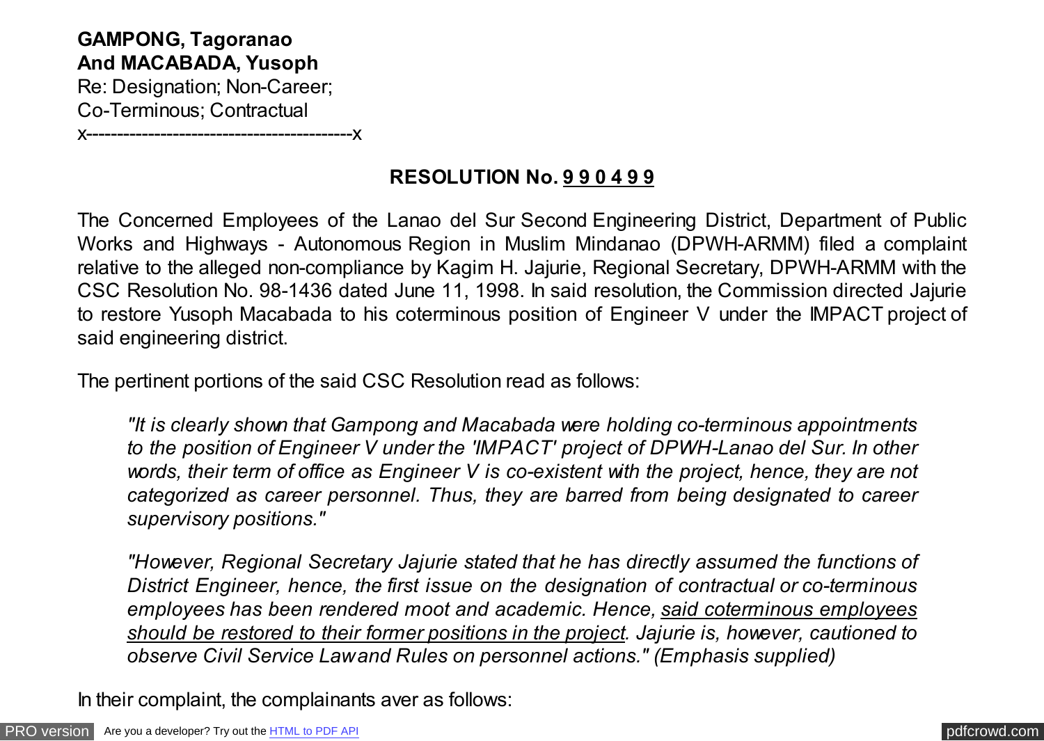**GAMPONG, Tagoranao**
**And MACABADA, Yusoph**
Re: Designation; Non-Career;
Co-Terminous; Contractual
x------------------------------------------x

## RESOLUTION No. 9 9 0 4 9 9

The Concerned Employees of the Lanao del Sur Second Engineering District, Department of Public Works and Highways - Autonomous Region in Muslim Mindanao (DPWH-ARMM) filed a complaint relative to the alleged non-compliance by Kagim H. Jajurie, Regional Secretary, DPWH-ARMM with the CSC Resolution No. 98-1436 dated June 11, 1998. In said resolution, the Commission directed Jajurie to restore Yusoph Macabada to his coterminous position of Engineer V under the IMPACT project of said engineering district.

The pertinent portions of the said CSC Resolution read as follows:

> *"It is clearly shown that Gampong and Macabada were holding co-terminous appointments to the position of Engineer V under the 'IMPACT' project of DPWH-Lanao del Sur. In other words, their term of office as Engineer V is co-existent with the project, hence, they are not categorized as career personnel. Thus, they are barred from being designated to career supervisory positions."*
>
> *"However, Regional Secretary Jajurie stated that he has directly assumed the functions of District Engineer, hence, the first issue on the designation of contractual or co-terminous employees has been rendered moot and academic. Hence, <u>said coterminous employees should be restored to their former positions in the project</u>. Jajurie is, however, cautioned to observe Civil Service Law and Rules on personnel actions." (Emphasis supplied)*

In their complaint, the complainants aver as follows: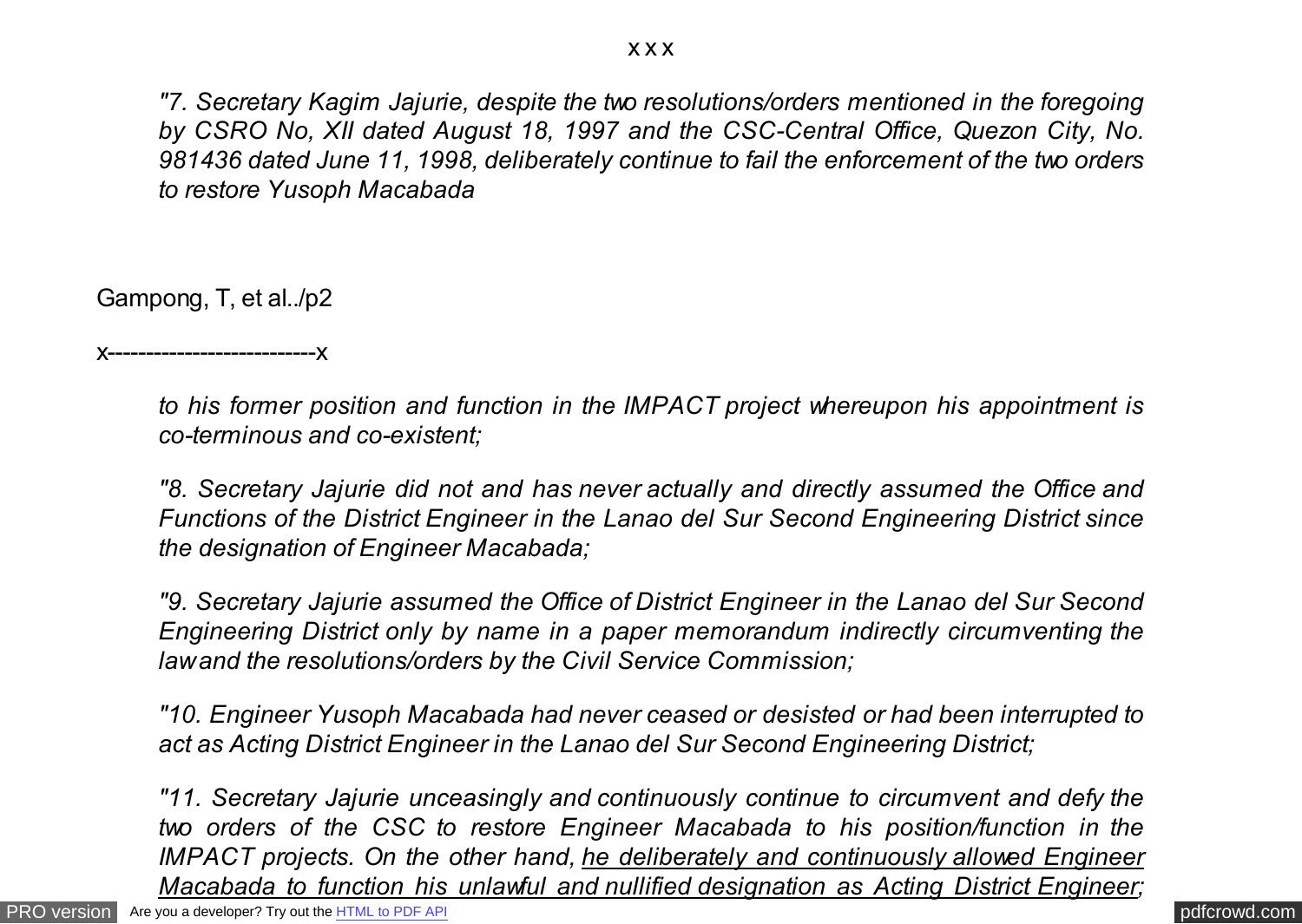x x x

*"7. Secretary Kagim Jajurie, despite the two resolutions/orders mentioned in the foregoing by CSRO No, XII dated August 18, 1997 and the CSC-Central Office, Quezon City, No. 981436 dated June 11, 1998, deliberately continue to fail the enforcement of the two orders to restore Yusoph Macabada to his former position and function in the IMPACT project whereupon his appointment is co-terminous and co-existent;*

*"8. Secretary Jajurie did not and has never actually and directly assumed the Office and Functions of the District Engineer in the Lanao del Sur Second Engineering District since the designation of Engineer Macabada;*

*"9. Secretary Jajurie assumed the Office of District Engineer in the Lanao del Sur Second Engineering District only by name in a paper memorandum indirectly circumventing the law and the resolutions/orders by the Civil Service Commission;*

*"10. Engineer Yusoph Macabada had never ceased or desisted or had been interrupted to act as Acting District Engineer in the Lanao del Sur Second Engineering District;*

*"11. Secretary Jajurie unceasingly and continuously continue to circumvent and defy the two orders of the CSC to restore Engineer Macabada to his position/function in the IMPACT projects. On the other hand, <u>he deliberately and continuously allowed Engineer Macabada to function his unlawful and nullified designation as Acting District Engineer;</u>*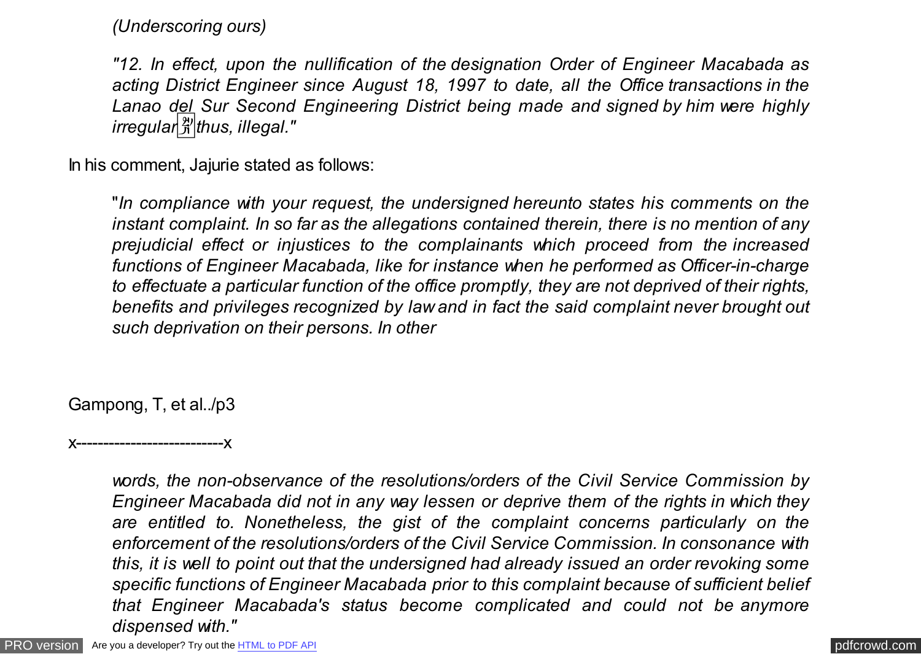*(Underscoring ours)*

*"12. In effect, upon the nullification of the designation Order of Engineer Macabada as acting District Engineer since August 18, 1997 to date, all the Office transactions in the Lanao del Sur Second Engineering District being made and signed by him were highly irregular; thus, illegal."*

In his comment, Jajurie stated as follows:

"*In compliance with your request, the undersigned hereunto states his comments on the instant complaint. In so far as the allegations contained therein, there is no mention of any prejudicial effect or injustices to the complainants which proceed from the increased functions of Engineer Macabada, like for instance when he performed as Officer-in-charge to effectuate a particular function of the office promptly, they are not deprived of their rights, benefits and privileges recognized by law and in fact the said complaint never brought out such deprivation on their persons. In other words, the non-observance of the resolutions/orders of the Civil Service Commission by Engineer Macabada did not in any way lessen or deprive them of the rights in which they are entitled to. Nonetheless, the gist of the complaint concerns particularly on the enforcement of the resolutions/orders of the Civil Service Commission. In consonance with this, it is well to point out that the undersigned had already issued an order revoking some specific functions of Engineer Macabada prior to this complaint because of sufficient belief that Engineer Macabada's status become complicated and could not be anymore dispensed with."*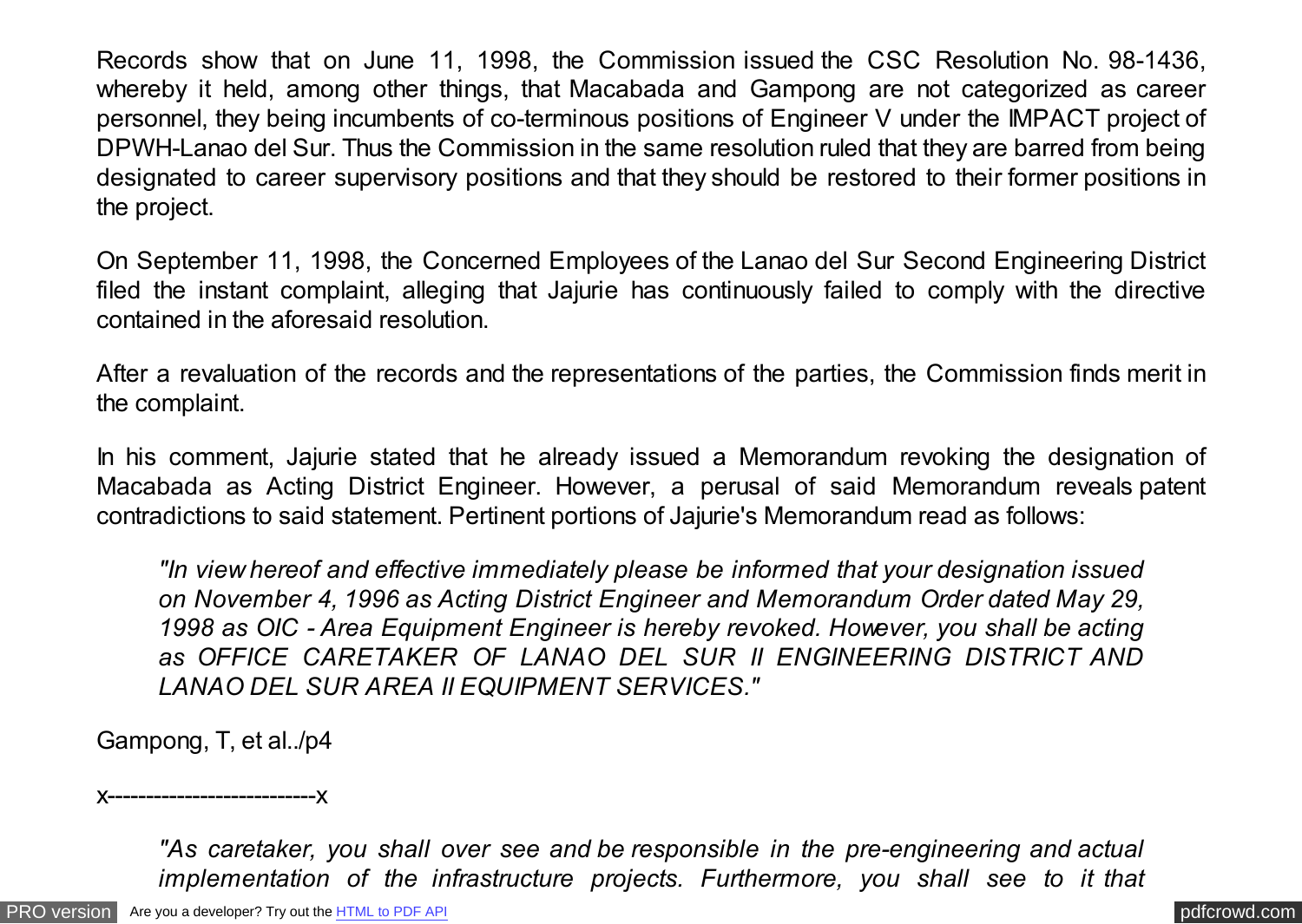Records show that on June 11, 1998, the Commission issued the CSC Resolution No. 98-1436, whereby it held, among other things, that Macabada and Gampong are not categorized as career personnel, they being incumbents of co-terminous positions of Engineer V under the IMPACT project of DPWH-Lanao del Sur. Thus the Commission in the same resolution ruled that they are barred from being designated to career supervisory positions and that they should be restored to their former positions in the project.

On September 11, 1998, the Concerned Employees of the Lanao del Sur Second Engineering District filed the instant complaint, alleging that Jajurie has continuously failed to comply with the directive contained in the aforesaid resolution.

After a revaluation of the records and the representations of the parties, the Commission finds merit in the complaint.

In his comment, Jajurie stated that he already issued a Memorandum revoking the designation of Macabada as Acting District Engineer. However, a perusal of said Memorandum reveals patent contradictions to said statement. Pertinent portions of Jajurie's Memorandum read as follows:

> *"In view hereof and effective immediately please be informed that your designation issued on November 4, 1996 as Acting District Engineer and Memorandum Order dated May 29, 1998 as OIC - Area Equipment Engineer is hereby revoked. However, you shall be acting as OFFICE CARETAKER OF LANAO DEL SUR II ENGINEERING DISTRICT AND LANAO DEL SUR AREA II EQUIPMENT SERVICES."*

> *"As caretaker, you shall over see and be responsible in the pre-engineering and actual implementation of the infrastructure projects. Furthermore, you shall see to it that*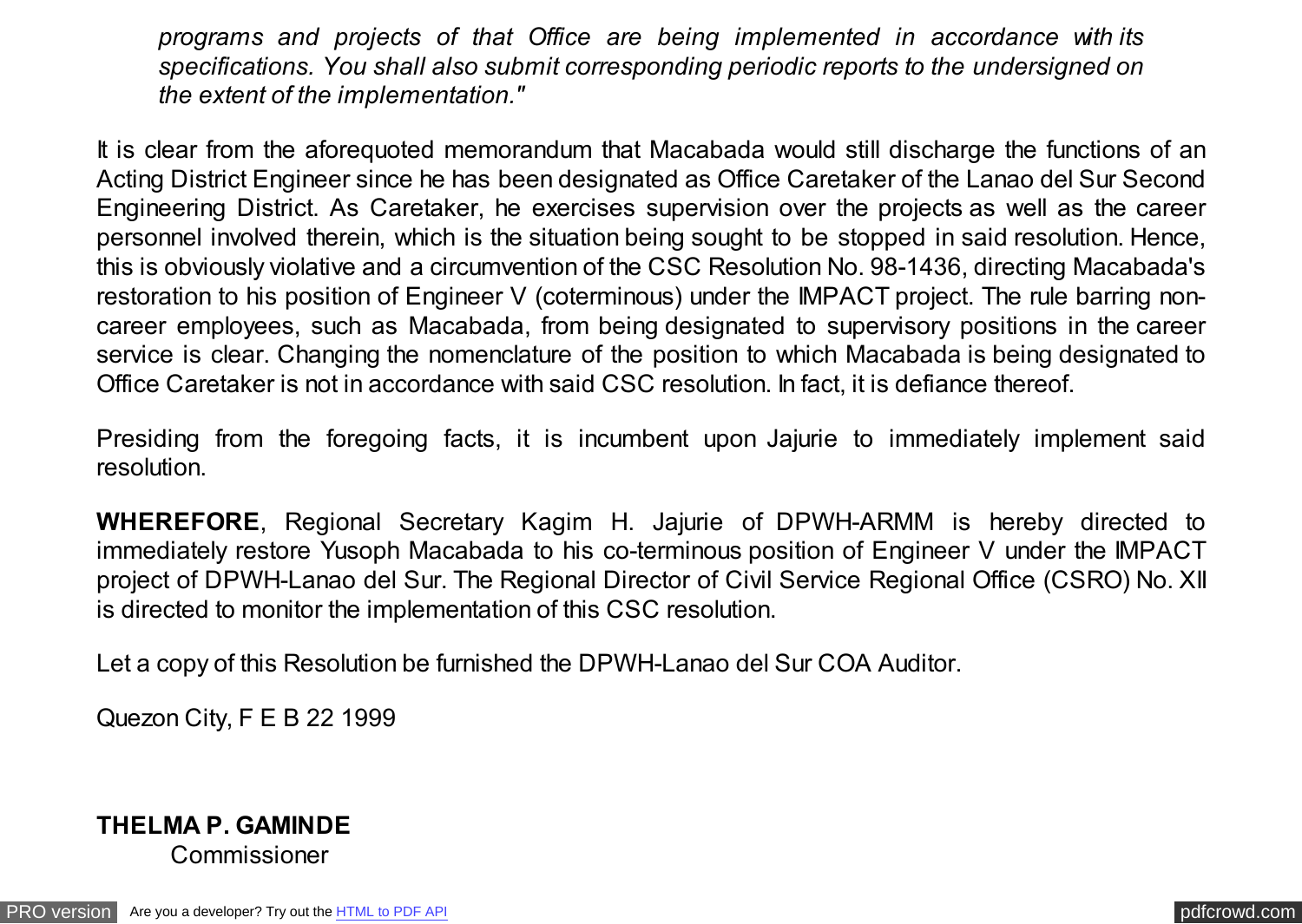*programs and projects of that Office are being implemented in accordance with its specifications. You shall also submit corresponding periodic reports to the undersigned on the extent of the implementation."*

It is clear from the aforequoted memorandum that Macabada would still discharge the functions of an Acting District Engineer since he has been designated as Office Caretaker of the Lanao del Sur Second Engineering District. As Caretaker, he exercises supervision over the projects as well as the career personnel involved therein, which is the situation being sought to be stopped in said resolution. Hence, this is obviously violative and a circumvention of the CSC Resolution No. 98-1436, directing Macabada's restoration to his position of Engineer V (coterminous) under the IMPACT project. The rule barring non-career employees, such as Macabada, from being designated to supervisory positions in the career service is clear. Changing the nomenclature of the position to which Macabada is being designated to Office Caretaker is not in accordance with said CSC resolution. In fact, it is defiance thereof.

Presiding from the foregoing facts, it is incumbent upon Jajurie to immediately implement said resolution.

**WHEREFORE**, Regional Secretary Kagim H. Jajurie of DPWH-ARMM is hereby directed to immediately restore Yusoph Macabada to his co-terminous position of Engineer V under the IMPACT project of DPWH-Lanao del Sur. The Regional Director of Civil Service Regional Office (CSRO) No. XII is directed to monitor the implementation of this CSC resolution.

Let a copy of this Resolution be furnished the DPWH-Lanao del Sur COA Auditor.

Quezon City, F E B 22 1999

**THELMA P. GAMINDE**
Commissioner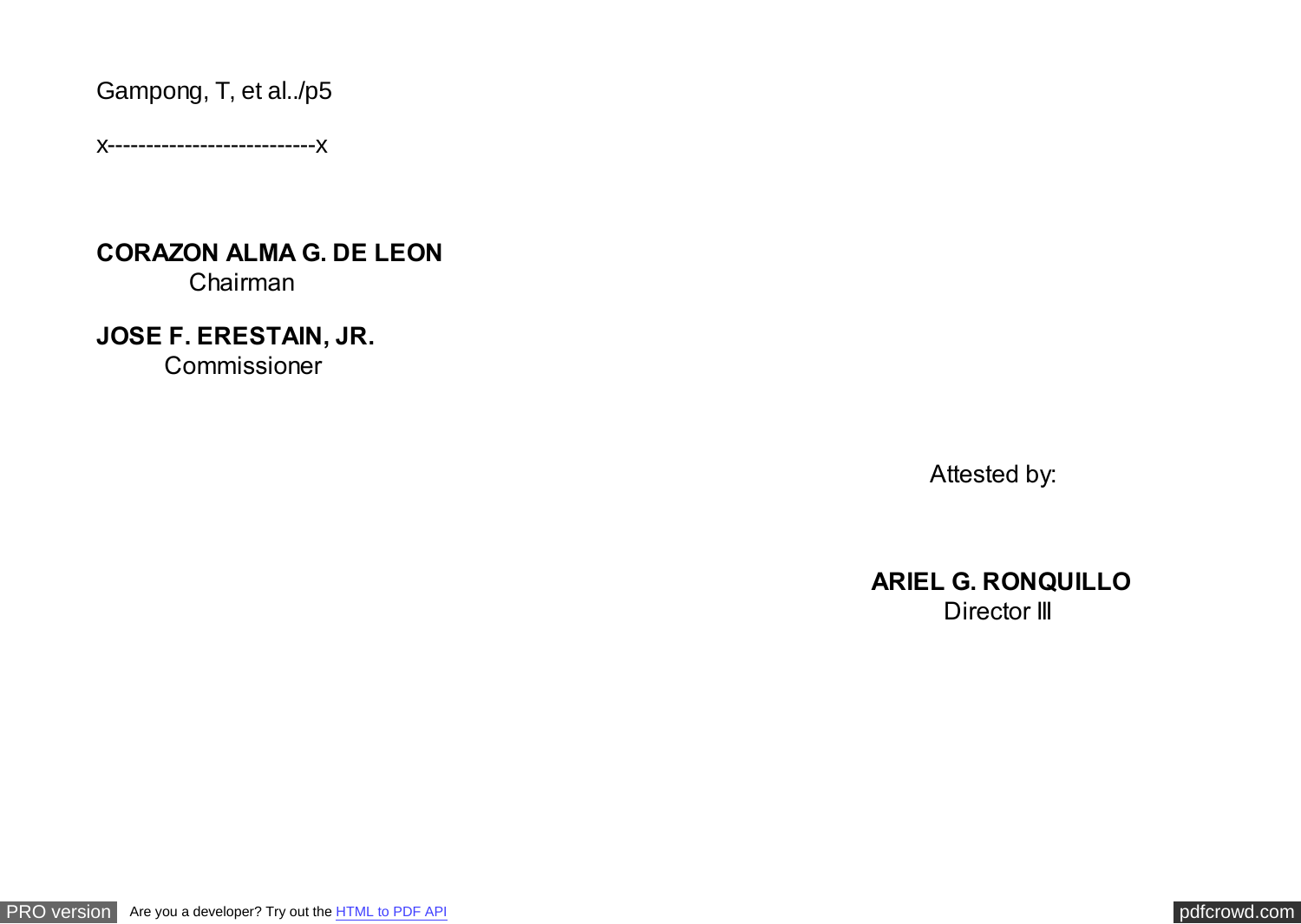x---------------------------x

**CORAZON ALMA G. DE LEON**
Chairman

**JOSE F. ERESTAIN, JR.**
Commissioner

Attested by:

**ARIEL G. RONQUILLO**
Director III